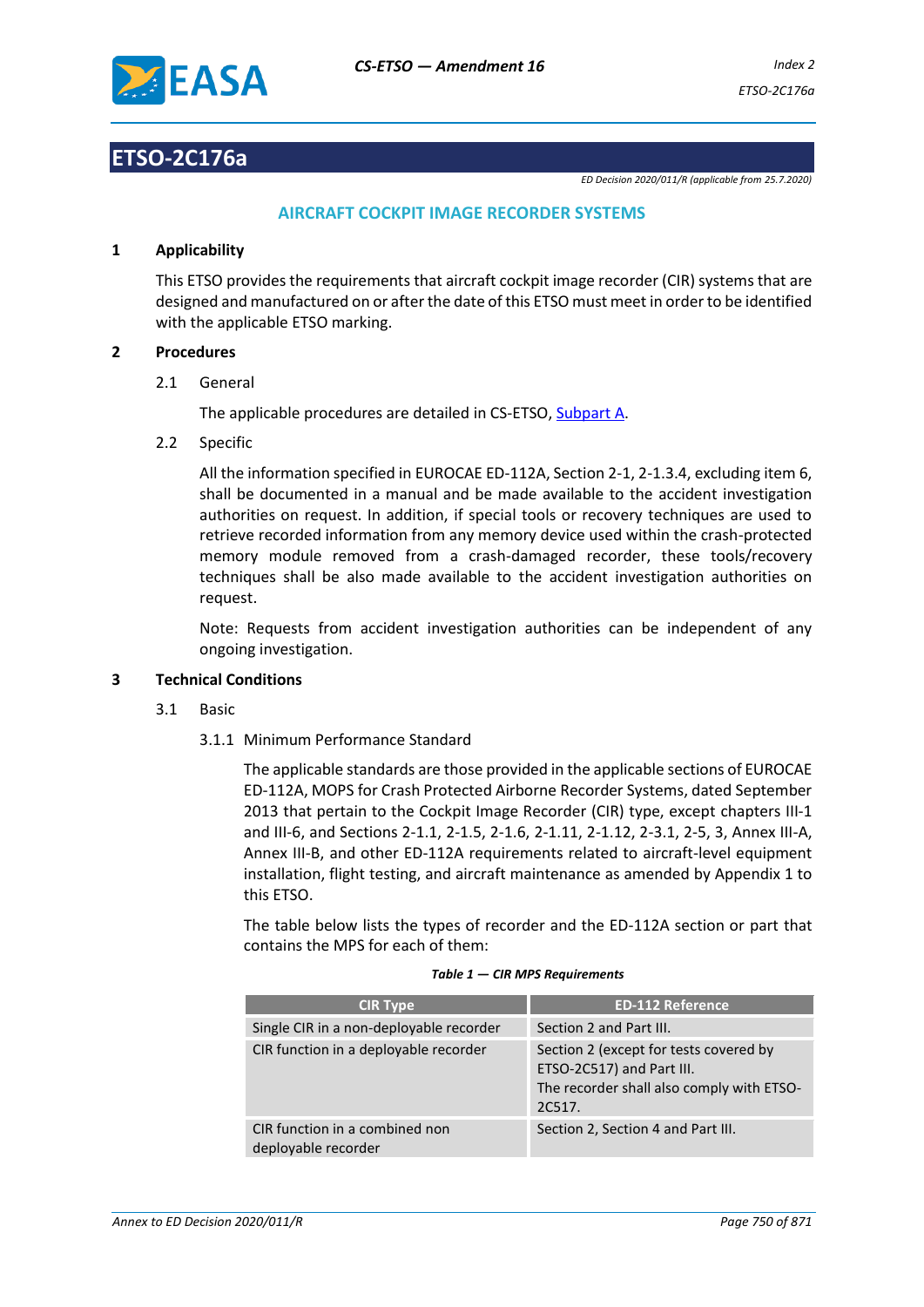# ETSO-2C176a

*ED Decision 2020/011/R (applicable from 25.7.2020)*

## AIRCRAFT COCKPIT IMAGE RECORDER SYSTEMS

### 1 Applicability

This ETSO provides the requirements that aircraft cockpit image recorder (CIR) systems that are designed and manufactured on or after the date of this ETSO must meet in order to be identified with the applicable ETSO marking.

### 2 Procedures

2.1 General

The applicable procedures are detailed in CS-ETSO, Subpart A.

2.2 Specific

All the information specified in EUROCAE ED-112A, Section 2-1, 2-1.3.4, excluding item 6, shall be documented in a manual and be made available to the accident investigation authorities on request. In addition, if special tools or recovery techniques are used to retrieve recorded information from any memory device used within the crash-protected memory module removed from a crash-damaged recorder, these tools/recovery techniques shall be also made available to the accident investigation authorities on request.

Note: Requests from accident investigation authorities can be independent of any ongoing investigation.

### 3 Technical Conditions

3.1 Basic

3.1.1 Minimum Performance Standard

The applicable standards are those provided in the applicable sections of EUROCAE ED-112A, MOPS for Crash Protected Airborne Recorder Systems, dated September 2013 that pertain to the Cockpit Image Recorder (CIR) type, except chapters III-1 and III-6, and Sections 2-1.1, 2-1.5, 2-1.6, 2-1.11, 2-1.12, 2-3.1, 2-5, 3, Annex III-A, Annex III-B, and other ED-112A requirements related to aircraft-level equipment installation, flight testing, and aircraft maintenance as amended by Appendix 1 to this ETSO.

The table below lists the types of recorder and the ED-112A section or part that contains the MPS for each of them:

*Table 1 — CIR MPS Requirements*

| CIR Type | ED-112 Reference |
|---|---|
| Single CIR in a non-deployable recorder | Section 2 and Part III. |
| CIR function in a deployable recorder | Section 2 (except for tests covered by ETSO-2C517) and Part III.<br>The recorder shall also comply with ETSO-2C517. |
| CIR function in a combined non deployable recorder | Section 2, Section 4 and Part III. |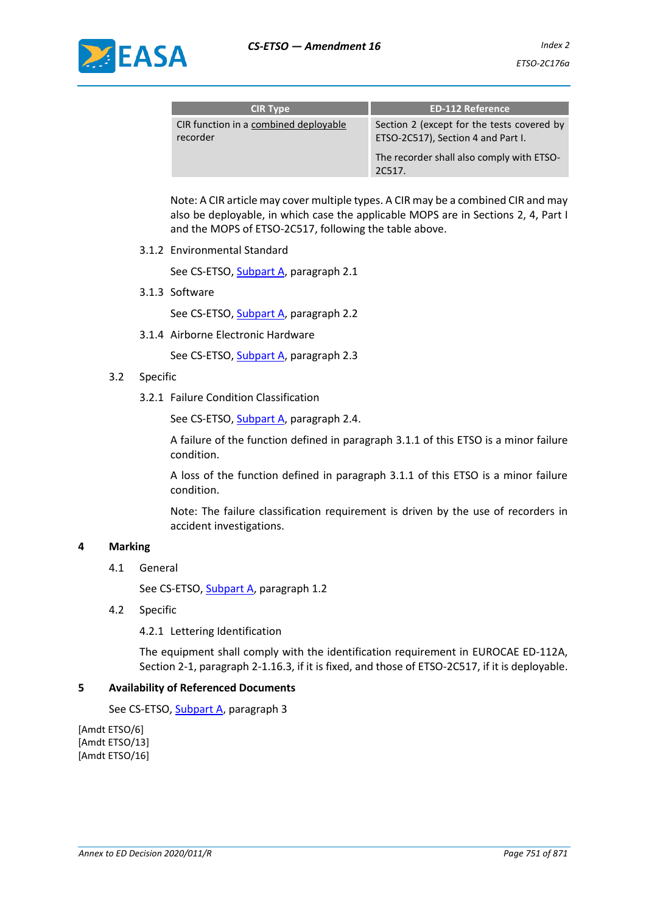| CIR Type | ED-112 Reference |
| --- | --- |
| CIR function in a combined deployable recorder | Section 2 (except for the tests covered by ETSO-2C517), Section 4 and Part I.<br><br>The recorder shall also comply with ETSO-2C517. |

Note: A CIR article may cover multiple types. A CIR may be a combined CIR and may also be deployable, in which case the applicable MOPS are in Sections 2, 4, Part I and the MOPS of ETSO-2C517, following the table above.

3.1.2 Environmental Standard

See CS-ETSO, Subpart A, paragraph 2.1

3.1.3 Software

See CS-ETSO, Subpart A, paragraph 2.2

3.1.4 Airborne Electronic Hardware

See CS-ETSO, Subpart A, paragraph 2.3

3.2 Specific

3.2.1 Failure Condition Classification

See CS-ETSO, Subpart A, paragraph 2.4.

A failure of the function defined in paragraph 3.1.1 of this ETSO is a minor failure condition.

A loss of the function defined in paragraph 3.1.1 of this ETSO is a minor failure condition.

Note: The failure classification requirement is driven by the use of recorders in accident investigations.

## 4 Marking

4.1 General

See CS-ETSO, Subpart A, paragraph 1.2

4.2 Specific

4.2.1 Lettering Identification

The equipment shall comply with the identification requirement in EUROCAE ED-112A, Section 2-1, paragraph 2-1.16.3, if it is fixed, and those of ETSO-2C517, if it is deployable.

## 5 Availability of Referenced Documents

See CS-ETSO, Subpart A, paragraph 3

[Amdt ETSO/6]
[Amdt ETSO/13]
[Amdt ETSO/16]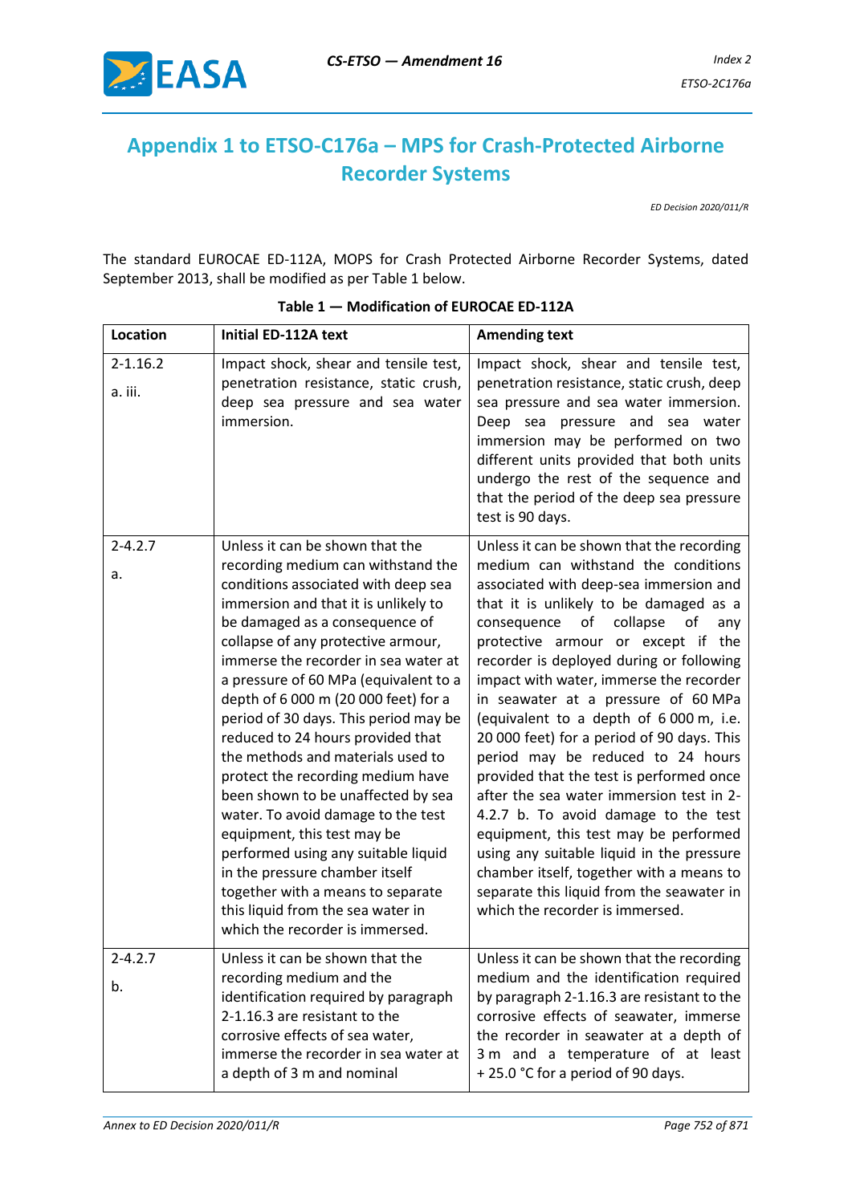## Appendix 1 to ETSO-C176a – MPS for Crash-Protected Airborne Recorder Systems

*ED Decision 2020/011/R*

The standard EUROCAE ED-112A, MOPS for Crash Protected Airborne Recorder Systems, dated September 2013, shall be modified as per Table 1 below.

**Table 1 — Modification of EUROCAE ED-112A**

| Location | Initial ED-112A text | Amending text |
|---|---|---|
| 2-1.16.2<br>a. iii. | Impact shock, shear and tensile test, penetration resistance, static crush, deep sea pressure and sea water immersion. | Impact shock, shear and tensile test, penetration resistance, static crush, deep sea pressure and sea water immersion. Deep sea pressure and sea water immersion may be performed on two different units provided that both units undergo the rest of the sequence and that the period of the deep sea pressure test is 90 days. |
| 2-4.2.7<br>a. | Unless it can be shown that the recording medium can withstand the conditions associated with deep sea immersion and that it is unlikely to be damaged as a consequence of collapse of any protective armour, immerse the recorder in sea water at a pressure of 60 MPa (equivalent to a depth of 6 000 m (20 000 feet) for a period of 30 days. This period may be reduced to 24 hours provided that the methods and materials used to protect the recording medium have been shown to be unaffected by sea water. To avoid damage to the test equipment, this test may be performed using any suitable liquid in the pressure chamber itself together with a means to separate this liquid from the sea water in which the recorder is immersed. | Unless it can be shown that the recording medium can withstand the conditions associated with deep-sea immersion and that it is unlikely to be damaged as a consequence of collapse of any protective armour or except if the recorder is deployed during or following impact with water, immerse the recorder in seawater at a pressure of 60 MPa (equivalent to a depth of 6 000 m, i.e. 20 000 feet) for a period of 90 days. This period may be reduced to 24 hours provided that the test is performed once after the sea water immersion test in 2-4.2.7 b. To avoid damage to the test equipment, this test may be performed using any suitable liquid in the pressure chamber itself, together with a means to separate this liquid from the seawater in which the recorder is immersed. |
| 2-4.2.7<br>b. | Unless it can be shown that the recording medium and the identification required by paragraph 2-1.16.3 are resistant to the corrosive effects of sea water, immerse the recorder in sea water at a depth of 3 m and nominal | Unless it can be shown that the recording medium and the identification required by paragraph 2-1.16.3 are resistant to the corrosive effects of seawater, immerse the recorder in seawater at a depth of 3 m and a temperature of at least + 25.0 °C for a period of 90 days. |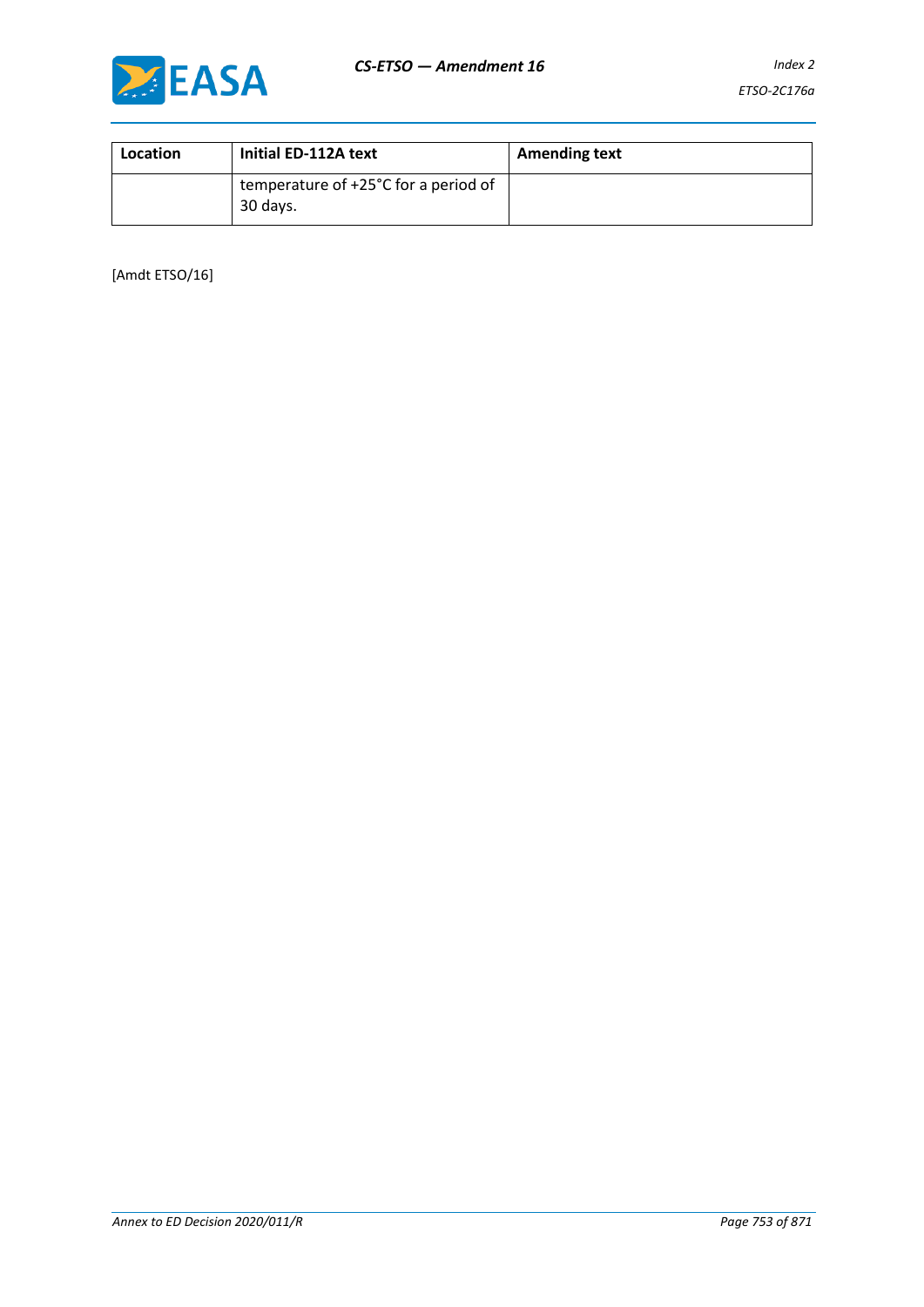| Location | Initial ED-112A text | Amending text |
|---|---|---|
| | temperature of +25°C for a period of 30 days. | |

[Amdt ETSO/16]